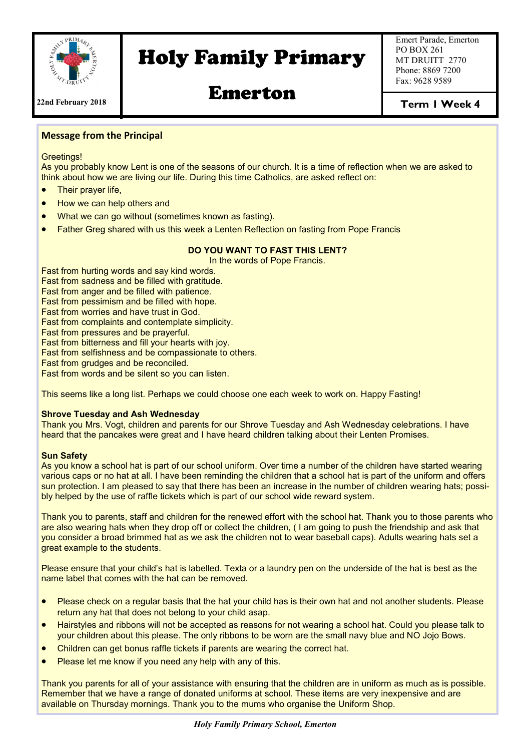# Holy Family Primary Emerton

Emert Parade, Emerton
PO BOX 261
MT DRUITT 2770
Phone: 8869 7200
Fax: 9628 9589

**22nd February 2018**

**Term 1 Week 4**

## Message from the Principal

Greetings!

As you probably know Lent is one of the seasons of our church. It is a time of reflection when we are asked to think about how we are living our life. During this time Catholics, are asked reflect on:

- Their prayer life,
- How we can help others and
- What we can go without (sometimes known as fasting).
- Father Greg shared with us this week a Lenten Reflection on fasting from Pope Francis

**DO YOU WANT TO FAST THIS LENT?**

In the words of Pope Francis.

Fast from hurting words and say kind words.
Fast from sadness and be filled with gratitude.
Fast from anger and be filled with patience.
Fast from pessimism and be filled with hope.
Fast from worries and have trust in God.
Fast from complaints and contemplate simplicity.
Fast from pressures and be prayerful.
Fast from bitterness and fill your hearts with joy.
Fast from selfishness and be compassionate to others.
Fast from grudges and be reconciled.
Fast from words and be silent so you can listen.

This seems like a long list. Perhaps we could choose one each week to work on. Happy Fasting!

**Shrove Tuesday and Ash Wednesday**

Thank you Mrs. Vogt, children and parents for our Shrove Tuesday and Ash Wednesday celebrations. I have heard that the pancakes were great and I have heard children talking about their Lenten Promises.

**Sun Safety**

As you know a school hat is part of our school uniform. Over time a number of the children have started wearing various caps or no hat at all. I have been reminding the children that a school hat is part of the uniform and offers sun protection. I am pleased to say that there has been an increase in the number of children wearing hats; possibly helped by the use of raffle tickets which is part of our school wide reward system.

Thank you to parents, staff and children for the renewed effort with the school hat. Thank you to those parents who are also wearing hats when they drop off or collect the children, ( I am going to push the friendship and ask that you consider a broad brimmed hat as we ask the children not to wear baseball caps). Adults wearing hats set a great example to the students.

Please ensure that your child's hat is labelled. Texta or a laundry pen on the underside of the hat is best as the name label that comes with the hat can be removed.

- Please check on a regular basis that the hat your child has is their own hat and not another students. Please return any hat that does not belong to your child asap.
- Hairstyles and ribbons will not be accepted as reasons for not wearing a school hat. Could you please talk to your children about this please. The only ribbons to be worn are the small navy blue and NO Jojo Bows.
- Children can get bonus raffle tickets if parents are wearing the correct hat.
- Please let me know if you need any help with any of this.

Thank you parents for all of your assistance with ensuring that the children are in uniform as much as is possible. Remember that we have a range of donated uniforms at school. These items are very inexpensive and are available on Thursday mornings. Thank you to the mums who organise the Uniform Shop.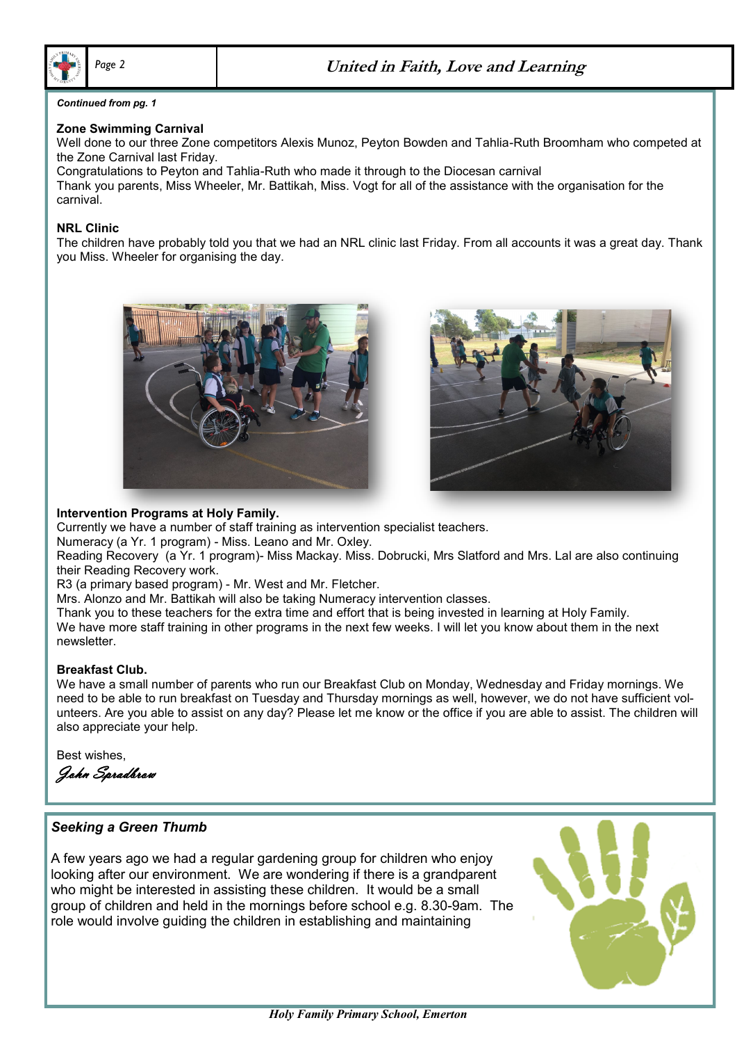*Continued from pg. 1*

**Zone Swimming Carnival**

Well done to our three Zone competitors Alexis Munoz, Peyton Bowden and Tahlia-Ruth Broomham who competed at the Zone Carnival last Friday.
Congratulations to Peyton and Tahlia-Ruth who made it through to the Diocesan carnival
Thank you parents, Miss Wheeler, Mr. Battikah, Miss. Vogt for all of the assistance with the organisation for the carnival.

**NRL Clinic**

The children have probably told you that we had an NRL clinic last Friday. From all accounts it was a great day. Thank you Miss. Wheeler for organising the day.

**Intervention Programs at Holy Family.**

Currently we have a number of staff training as intervention specialist teachers.
Numeracy (a Yr. 1 program) - Miss. Leano and Mr. Oxley.
Reading Recovery (a Yr. 1 program)- Miss Mackay. Miss. Dobrucki, Mrs Slatford and Mrs. Lal are also continuing their Reading Recovery work.
R3 (a primary based program) - Mr. West and Mr. Fletcher.
Mrs. Alonzo and Mr. Battikah will also be taking Numeracy intervention classes.
Thank you to these teachers for the extra time and effort that is being invested in learning at Holy Family.
We have more staff training in other programs in the next few weeks. I will let you know about them in the next newsletter.

**Breakfast Club.**

We have a small number of parents who run our Breakfast Club on Monday, Wednesday and Friday mornings. We need to be able to run breakfast on Tuesday and Thursday mornings as well, however, we do not have sufficient volunteers. Are you able to assist on any day? Please let me know or the office if you are able to assist. The children will also appreciate your help.

Best wishes,
*John Spradbrow*

***Seeking a Green Thumb***

A few years ago we had a regular gardening group for children who enjoy looking after our environment. We are wondering if there is a grandparent who might be interested in assisting these children. It would be a small group of children and held in the mornings before school e.g. 8.30-9am. The role would involve guiding the children in establishing and maintaining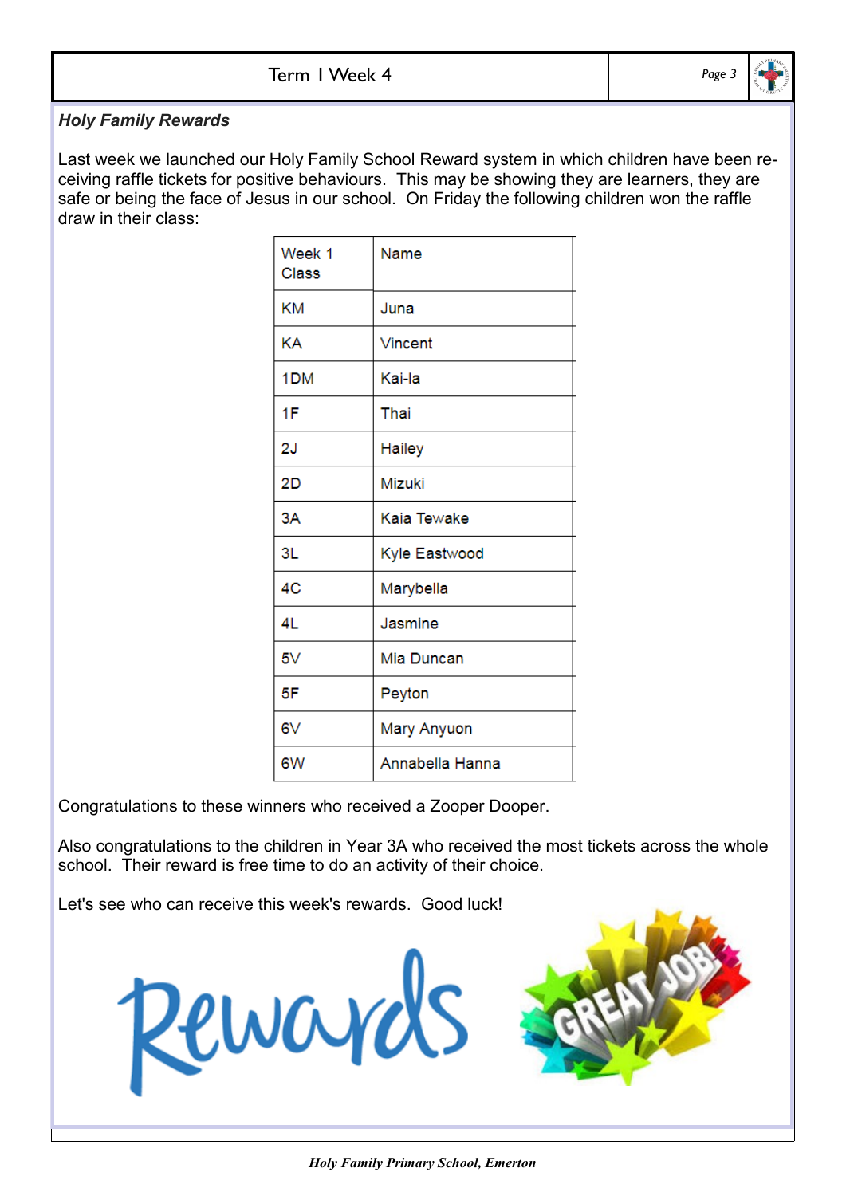### *Holy Family Rewards*

Last week we launched our Holy Family School Reward system in which children have been receiving raffle tickets for positive behaviours. This may be showing they are learners, they are safe or being the face of Jesus in our school. On Friday the following children won the raffle draw in their class:

| Week 1 Class | Name |
|---|---|
| KM | Juna |
| KA | Vincent |
| 1DM | Kai-la |
| 1F | Thai |
| 2J | Hailey |
| 2D | Mizuki |
| 3A | Kaia Tewake |
| 3L | Kyle Eastwood |
| 4C | Marybella |
| 4L | Jasmine |
| 5V | Mia Duncan |
| 5F | Peyton |
| 6V | Mary Anyuon |
| 6W | Annabella Hanna |

Congratulations to these winners who received a Zooper Dooper.

Also congratulations to the children in Year 3A who received the most tickets across the whole school. Their reward is free time to do an activity of their choice.

Let's see who can receive this week's rewards. Good luck!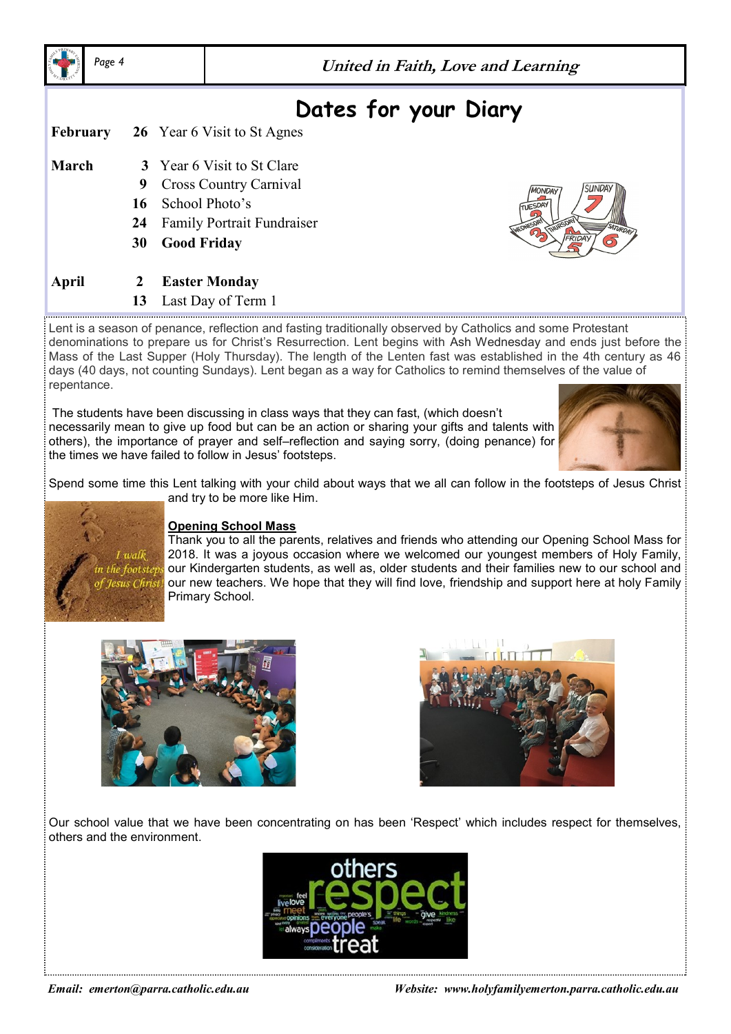# Dates for your Diary

**February** **26** Year 6 Visit to St Agnes

**March**
- **3** Year 6 Visit to St Clare
- **9** Cross Country Carnival
- **16** School Photo's
- **24** Family Portrait Fundraiser
- **30** **Good Friday**

**April**
- **2** **Easter Monday**
- **13** Last Day of Term 1

Lent is a season of penance, reflection and fasting traditionally observed by Catholics and some Protestant denominations to prepare us for Christ's Resurrection. Lent begins with Ash Wednesday and ends just before the Mass of the Last Supper (Holy Thursday). The length of the Lenten fast was established in the 4th century as 46 days (40 days, not counting Sundays). Lent began as a way for Catholics to remind themselves of the value of repentance.

The students have been discussing in class ways that they can fast, (which doesn't necessarily mean to give up food but can be an action or sharing your gifts and talents with others), the importance of prayer and self–reflection and saying sorry, (doing penance) for the times we have failed to follow in Jesus' footsteps.

Spend some time this Lent talking with your child about ways that we all can follow in the footsteps of Jesus Christ and try to be more like Him.

## Opening School Mass

Thank you to all the parents, relatives and friends who attending our Opening School Mass for 2018. It was a joyous occasion where we welcomed our youngest members of Holy Family, our Kindergarten students, as well as, older students and their families new to our school and our new teachers. We hope that they will find love, friendship and support here at holy Family Primary School.

Our school value that we have been concentrating on has been 'Respect' which includes respect for themselves, others and the environment.

*Email: emerton@parra.catholic.edu.au* *Website: www.holyfamilyemerton.parra.catholic.edu.au*